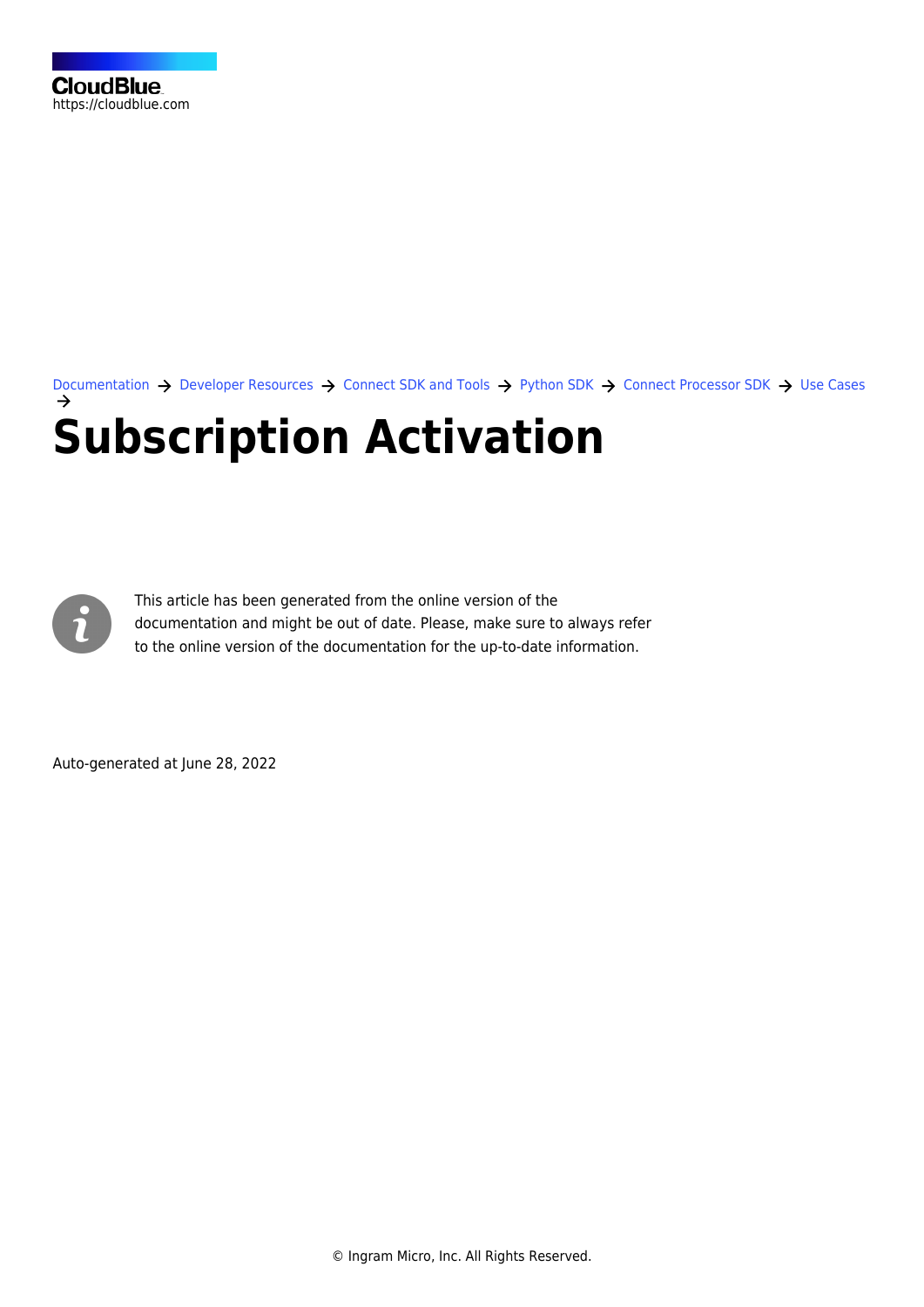CloudBlue
https://cloudblue.com

Documentation → Developer Resources → Connect SDK and Tools → Python SDK → Connect Processor SDK → Use Cases →

# Subscription Activation

This article has been generated from the online version of the documentation and might be out of date. Please, make sure to always refer to the online version of the documentation for the up-to-date information.

Auto-generated at June 28, 2022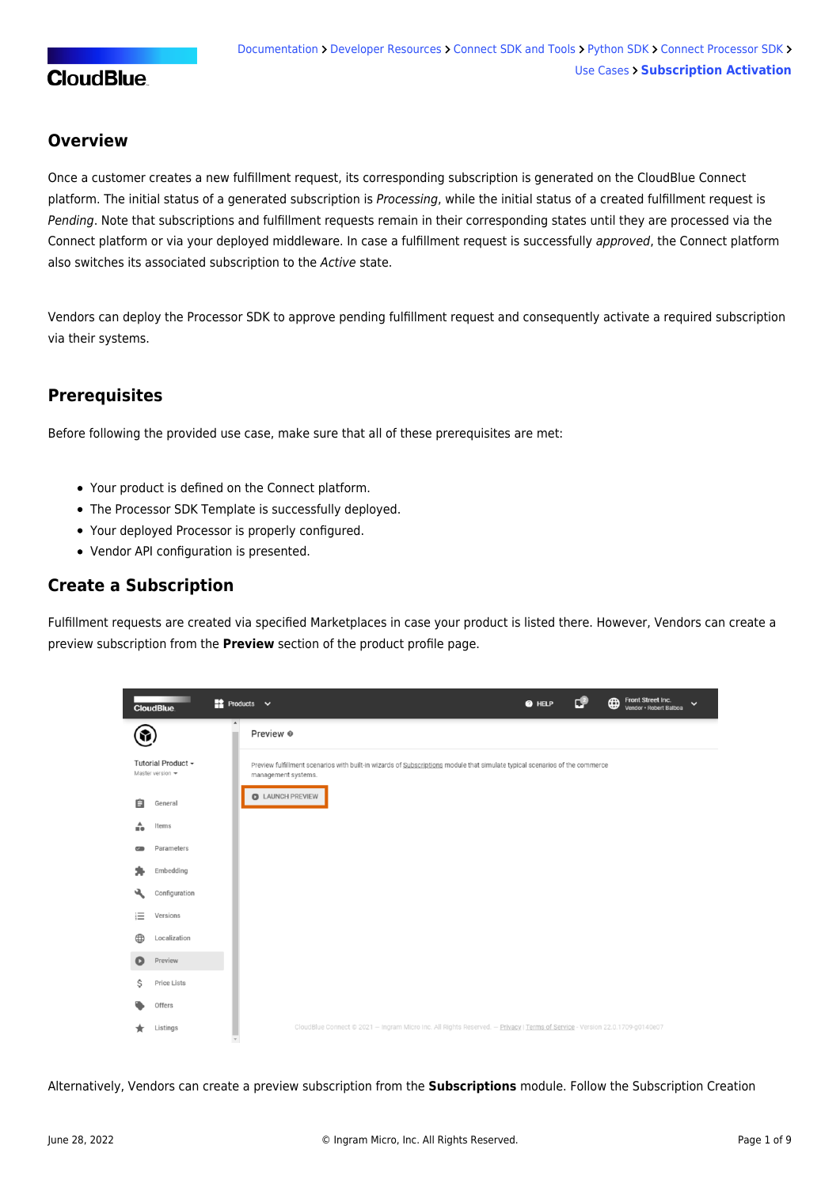Documentation > Developer Resources > Connect SDK and Tools > Python SDK > Connect Processor SDK > Use Cases > **Subscription Activation**

## Overview

Once a customer creates a new fulfillment request, its corresponding subscription is generated on the CloudBlue Connect platform. The initial status of a generated subscription is *Processing*, while the initial status of a created fulfillment request is *Pending*. Note that subscriptions and fulfillment requests remain in their corresponding states until they are processed via the Connect platform or via your deployed middleware. In case a fulfillment request is successfully *approved*, the Connect platform also switches its associated subscription to the *Active* state.

Vendors can deploy the Processor SDK to approve pending fulfillment request and consequently activate a required subscription via their systems.

## Prerequisites

Before following the provided use case, make sure that all of these prerequisites are met:

- Your product is defined on the Connect platform.
- The Processor SDK Template is successfully deployed.
- Your deployed Processor is properly configured.
- Vendor API configuration is presented.

## Create a Subscription

Fulfillment requests are created via specified Marketplaces in case your product is listed there. However, Vendors can create a preview subscription from the **Preview** section of the product profile page.

Alternatively, Vendors can create a preview subscription from the **Subscriptions** module. Follow the Subscription Creation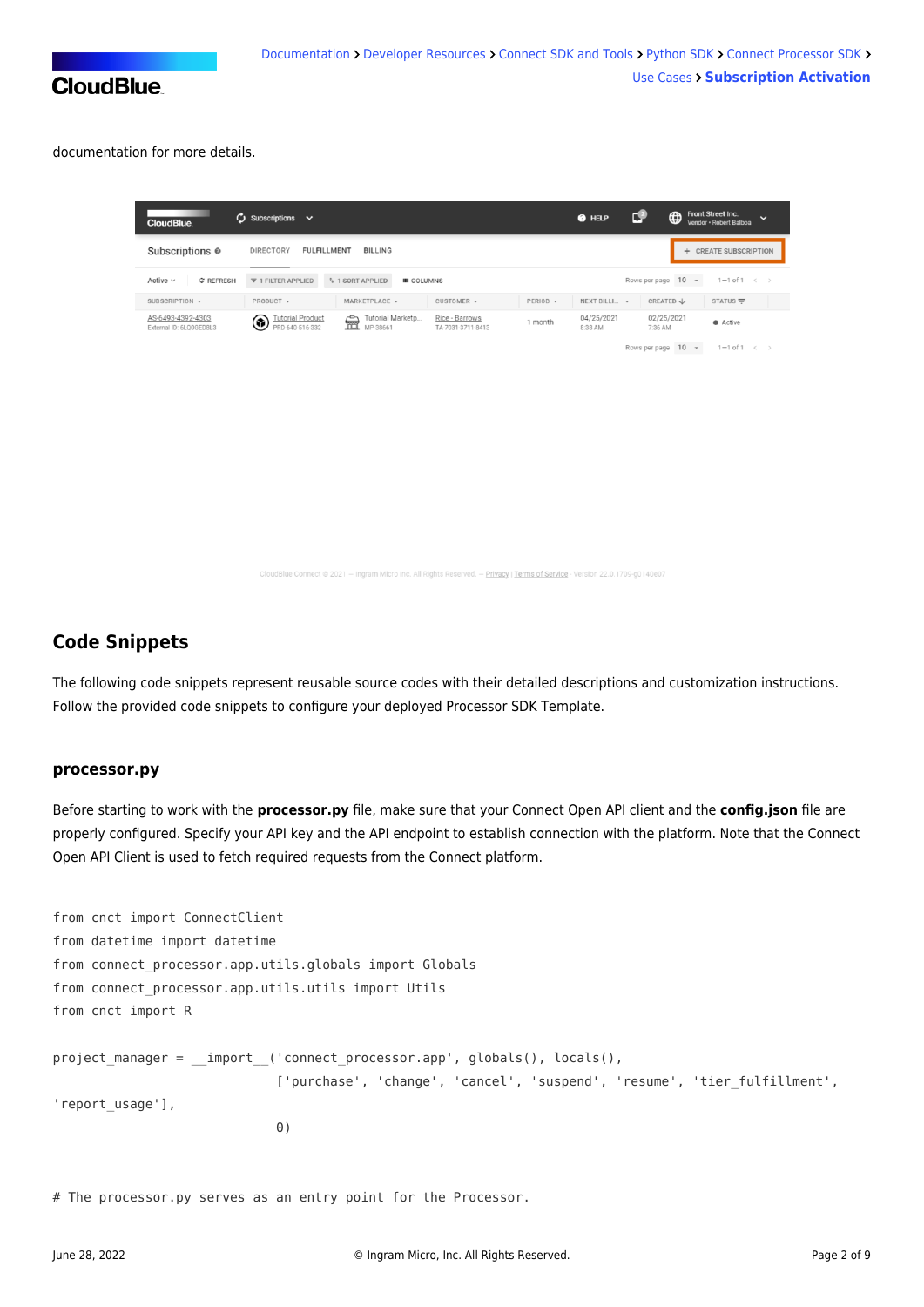documentation for more details.

## Code Snippets

The following code snippets represent reusable source codes with their detailed descriptions and customization instructions. Follow the provided code snippets to configure your deployed Processor SDK Template.

### processor.py

Before starting to work with the **processor.py** file, make sure that your Connect Open API client and the **config.json** file are properly configured. Specify your API key and the API endpoint to establish connection with the platform. Note that the Connect Open API Client is used to fetch required requests from the Connect platform.

```
from cnct import ConnectClient
from datetime import datetime
from connect_processor.app.utils.globals import Globals
from connect_processor.app.utils.utils import Utils
from cnct import R

project_manager = __import__('connect_processor.app', globals(), locals(),
                             ['purchase', 'change', 'cancel', 'suspend', 'resume', 'tier_fulfillment',
'report_usage'],
                             0)


# The processor.py serves as an entry point for the Processor.
```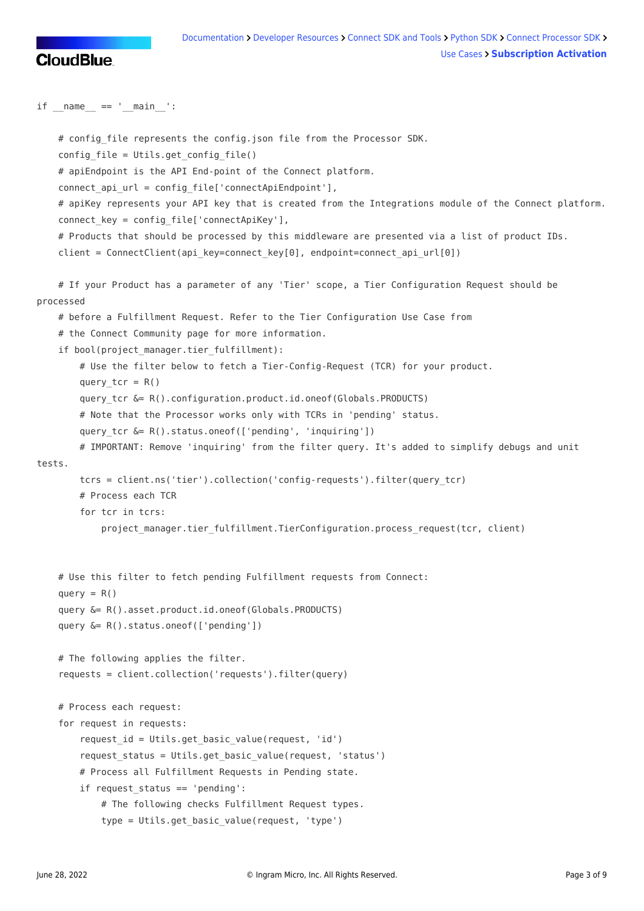```
if __name__ == '__main__':

    # config_file represents the config.json file from the Processor SDK.
    config_file = Utils.get_config_file()
    # apiEndpoint is the API End-point of the Connect platform.
    connect_api_url = config_file['connectApiEndpoint'],
    # apiKey represents your API key that is created from the Integrations module of the Connect platform.
    connect_key = config_file['connectApiKey'],
    # Products that should be processed by this middleware are presented via a list of product IDs.
    client = ConnectClient(api_key=connect_key[0], endpoint=connect_api_url[0])

    # If your Product has a parameter of any 'Tier' scope, a Tier Configuration Request should be
processed
    # before a Fulfillment Request. Refer to the Tier Configuration Use Case from
    # the Connect Community page for more information.
    if bool(project_manager.tier_fulfillment):
        # Use the filter below to fetch a Tier-Config-Request (TCR) for your product.
        query_tcr = R()
        query_tcr &= R().configuration.product.id.oneof(Globals.PRODUCTS)
        # Note that the Processor works only with TCRs in 'pending' status.
        query_tcr &= R().status.oneof(['pending', 'inquiring'])
        # IMPORTANT: Remove 'inquiring' from the filter query. It's added to simplify debugs and unit
tests.
        tcrs = client.ns('tier').collection('config-requests').filter(query_tcr)
        # Process each TCR
        for tcr in tcrs:
            project_manager.tier_fulfillment.TierConfiguration.process_request(tcr, client)


    # Use this filter to fetch pending Fulfillment requests from Connect:
    query = R()
    query &= R().asset.product.id.oneof(Globals.PRODUCTS)
    query &= R().status.oneof(['pending'])

    # The following applies the filter.
    requests = client.collection('requests').filter(query)

    # Process each request:
    for request in requests:
        request_id = Utils.get_basic_value(request, 'id')
        request_status = Utils.get_basic_value(request, 'status')
        # Process all Fulfillment Requests in Pending state.
        if request_status == 'pending':
            # The following checks Fulfillment Request types.
            type = Utils.get_basic_value(request, 'type')
```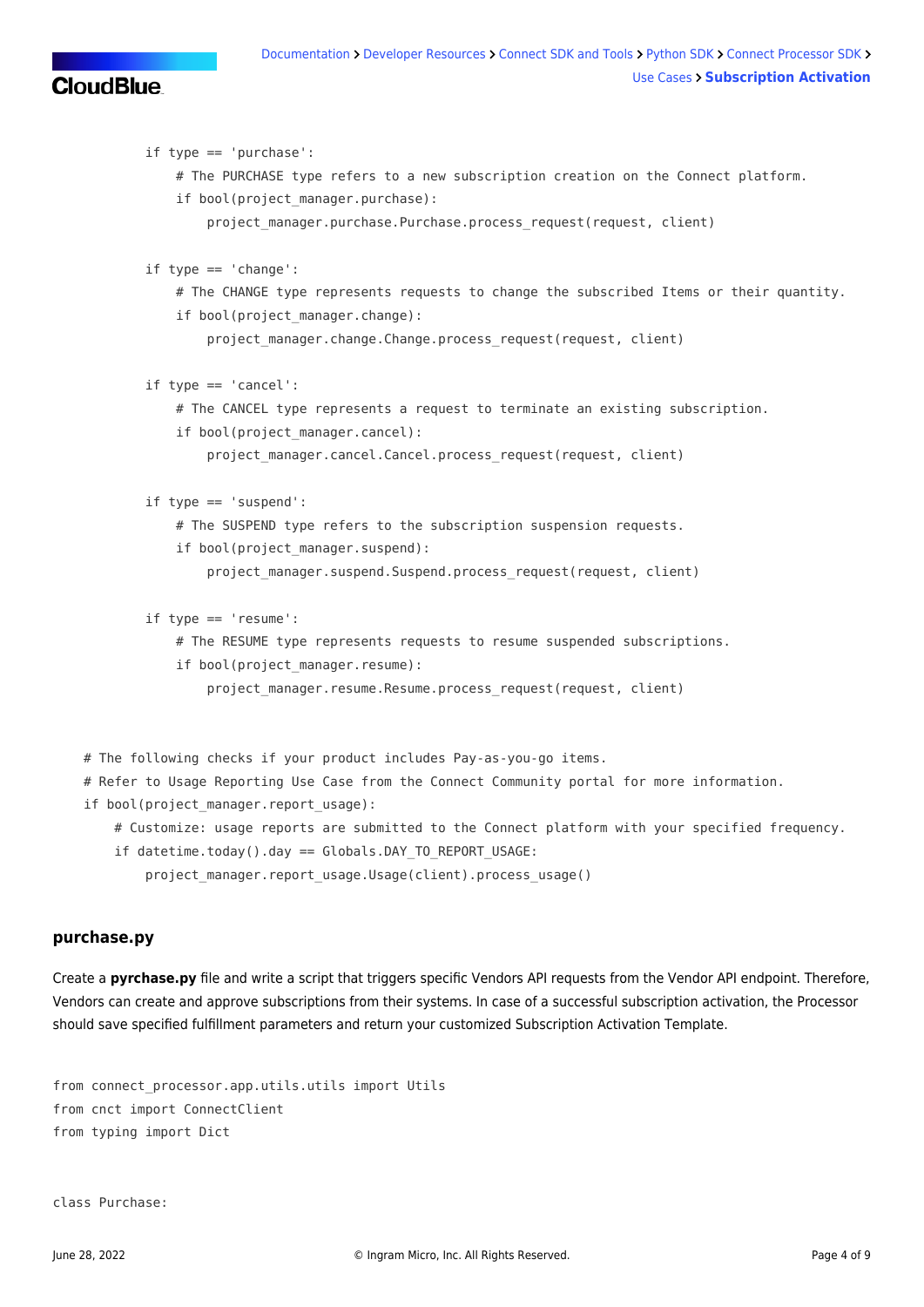```
        if type == 'purchase':
            # The PURCHASE type refers to a new subscription creation on the Connect platform.
            if bool(project_manager.purchase):
                project_manager.purchase.Purchase.process_request(request, client)

        if type == 'change':
            # The CHANGE type represents requests to change the subscribed Items or their quantity.
            if bool(project_manager.change):
                project_manager.change.Change.process_request(request, client)

        if type == 'cancel':
            # The CANCEL type represents a request to terminate an existing subscription.
            if bool(project_manager.cancel):
                project_manager.cancel.Cancel.process_request(request, client)

        if type == 'suspend':
            # The SUSPEND type refers to the subscription suspension requests.
            if bool(project_manager.suspend):
                project_manager.suspend.Suspend.process_request(request, client)

        if type == 'resume':
            # The RESUME type represents requests to resume suspended subscriptions.
            if bool(project_manager.resume):
                project_manager.resume.Resume.process_request(request, client)


    # The following checks if your product includes Pay-as-you-go items.
    # Refer to Usage Reporting Use Case from the Connect Community portal for more information.
    if bool(project_manager.report_usage):
        # Customize: usage reports are submitted to the Connect platform with your specified frequency.
        if datetime.today().day == Globals.DAY_TO_REPORT_USAGE:
            project_manager.report_usage.Usage(client).process_usage()
```

### purchase.py

Create a **pyrchase.py** file and write a script that triggers specific Vendors API requests from the Vendor API endpoint. Therefore, Vendors can create and approve subscriptions from their systems. In case of a successful subscription activation, the Processor should save specified fulfillment parameters and return your customized Subscription Activation Template.

```
from connect_processor.app.utils.utils import Utils
from cnct import ConnectClient
from typing import Dict


class Purchase:
```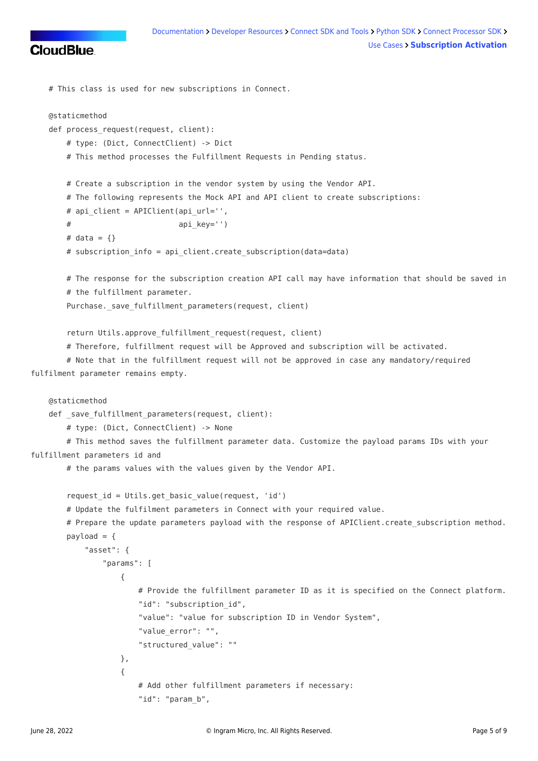```
    # This class is used for new subscriptions in Connect.

    @staticmethod
    def process_request(request, client):
        # type: (Dict, ConnectClient) -> Dict
        # This method processes the Fulfillment Requests in Pending status.

        # Create a subscription in the vendor system by using the Vendor API.
        # The following represents the Mock API and API client to create subscriptions:
        # api_client = APIClient(api_url='',
        #                        api_key='')
        # data = {}
        # subscription_info = api_client.create_subscription(data=data)

        # The response for the subscription creation API call may have information that should be saved in
        # the fulfillment parameter.
        Purchase._save_fulfillment_parameters(request, client)

        return Utils.approve_fulfillment_request(request, client)
        # Therefore, fulfillment request will be Approved and subscription will be activated.
        # Note that in the fulfillment request will not be approved in case any mandatory/required
fulfilment parameter remains empty.

    @staticmethod
    def _save_fulfillment_parameters(request, client):
        # type: (Dict, ConnectClient) -> None
        # This method saves the fulfillment parameter data. Customize the payload params IDs with your
fulfillment parameters id and
        # the params values with the values given by the Vendor API.

        request_id = Utils.get_basic_value(request, 'id')
        # Update the fulfilment parameters in Connect with your required value.
        # Prepare the update parameters payload with the response of APIClient.create_subscription method.
        payload = {
            "asset": {
                "params": [
                    {
                        # Provide the fulfillment parameter ID as it is specified on the Connect platform.
                        "id": "subscription_id",
                        "value": "value for subscription ID in Vendor System",
                        "value_error": "",
                        "structured_value": ""
                    },
                    {
                        # Add other fulfillment parameters if necessary:
                        "id": "param_b",
```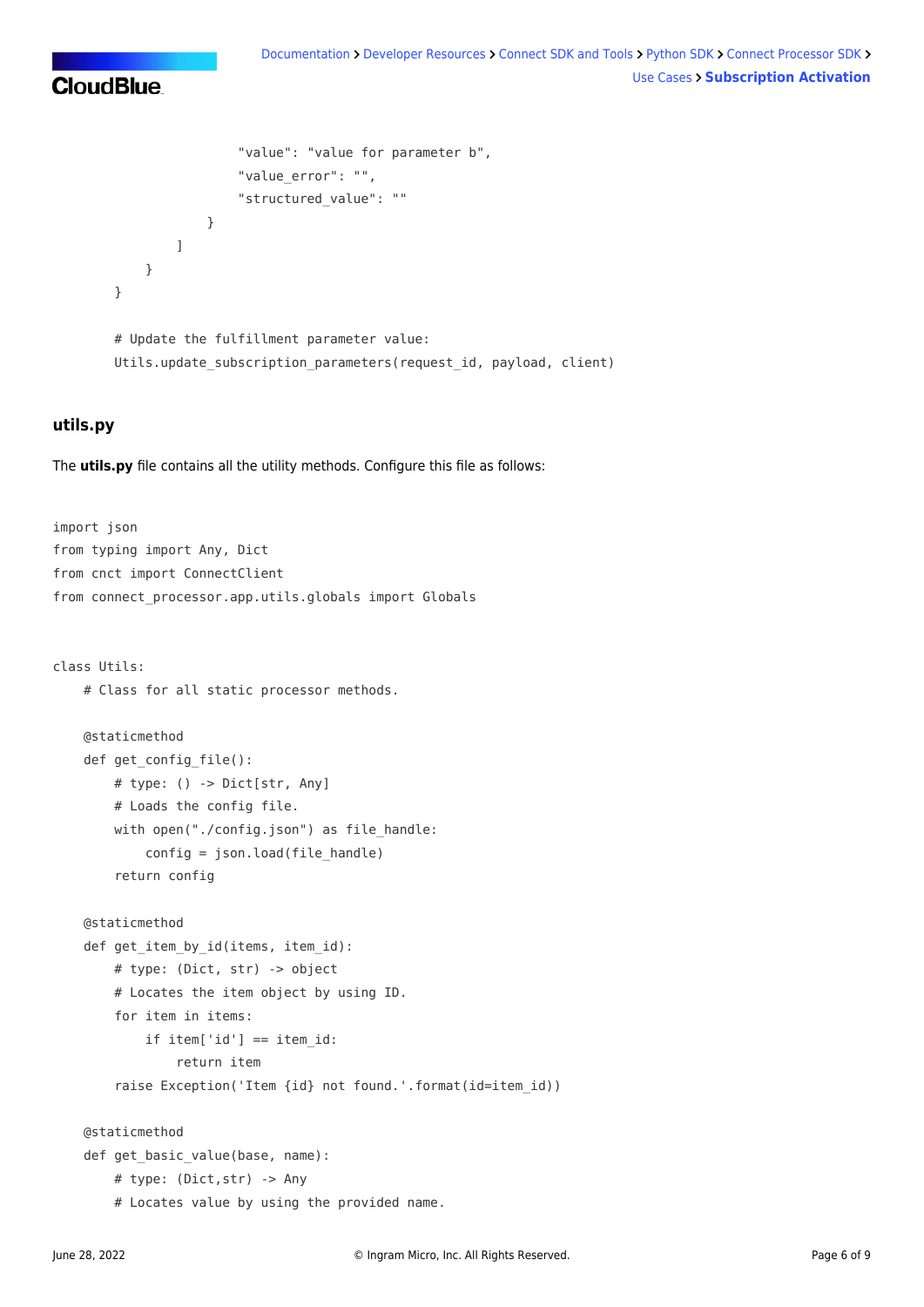```
                    "value": "value for parameter b",
                    "value_error": "",
                    "structured_value": ""
                }
            ]
        }
    }

    # Update the fulfillment parameter value:
    Utils.update_subscription_parameters(request_id, payload, client)
```

### utils.py

The **utils.py** file contains all the utility methods. Configure this file as follows:

```
import json
from typing import Any, Dict
from cnct import ConnectClient
from connect_processor.app.utils.globals import Globals


class Utils:
    # Class for all static processor methods.

    @staticmethod
    def get_config_file():
        # type: () -> Dict[str, Any]
        # Loads the config file.
        with open("./config.json") as file_handle:
            config = json.load(file_handle)
        return config

    @staticmethod
    def get_item_by_id(items, item_id):
        # type: (Dict, str) -> object
        # Locates the item object by using ID.
        for item in items:
            if item['id'] == item_id:
                return item
        raise Exception('Item {id} not found.'.format(id=item_id))

    @staticmethod
    def get_basic_value(base, name):
        # type: (Dict,str) -> Any
        # Locates value by using the provided name.
```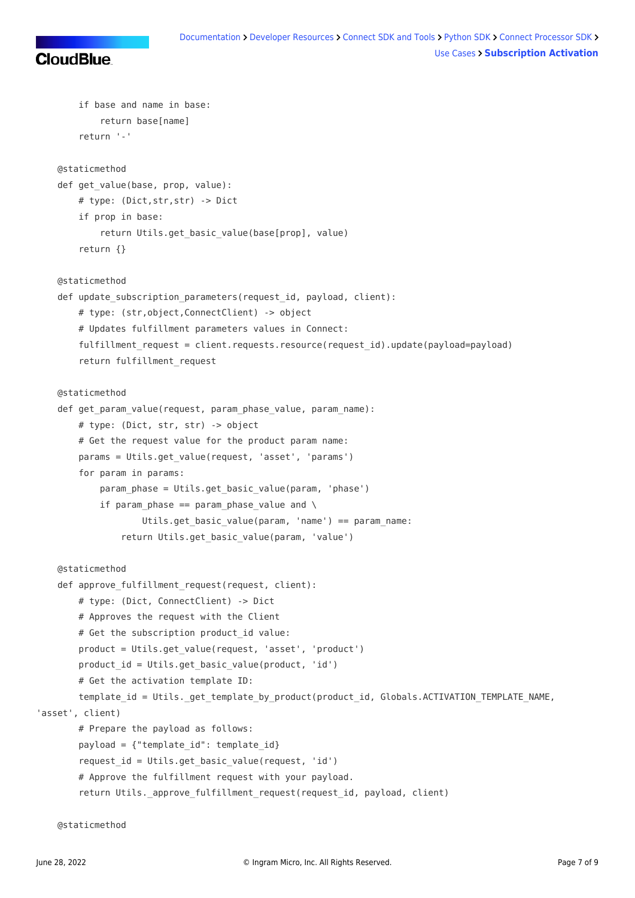```
        if base and name in base:
            return base[name]
        return '-'

    @staticmethod
    def get_value(base, prop, value):
        # type: (Dict,str,str) -> Dict
        if prop in base:
            return Utils.get_basic_value(base[prop], value)
        return {}

    @staticmethod
    def update_subscription_parameters(request_id, payload, client):
        # type: (str,object,ConnectClient) -> object
        # Updates fulfillment parameters values in Connect:
        fulfillment_request = client.requests.resource(request_id).update(payload=payload)
        return fulfillment_request

    @staticmethod
    def get_param_value(request, param_phase_value, param_name):
        # type: (Dict, str, str) -> object
        # Get the request value for the product param name:
        params = Utils.get_value(request, 'asset', 'params')
        for param in params:
            param_phase = Utils.get_basic_value(param, 'phase')
            if param_phase == param_phase_value and \
                    Utils.get_basic_value(param, 'name') == param_name:
                return Utils.get_basic_value(param, 'value')

    @staticmethod
    def approve_fulfillment_request(request, client):
        # type: (Dict, ConnectClient) -> Dict
        # Approves the request with the Client
        # Get the subscription product_id value:
        product = Utils.get_value(request, 'asset', 'product')
        product_id = Utils.get_basic_value(product, 'id')
        # Get the activation template ID:
        template_id = Utils._get_template_by_product(product_id, Globals.ACTIVATION_TEMPLATE_NAME,
'asset', client)
        # Prepare the payload as follows:
        payload = {"template_id": template_id}
        request_id = Utils.get_basic_value(request, 'id')
        # Approve the fulfillment request with your payload.
        return Utils._approve_fulfillment_request(request_id, payload, client)

    @staticmethod
```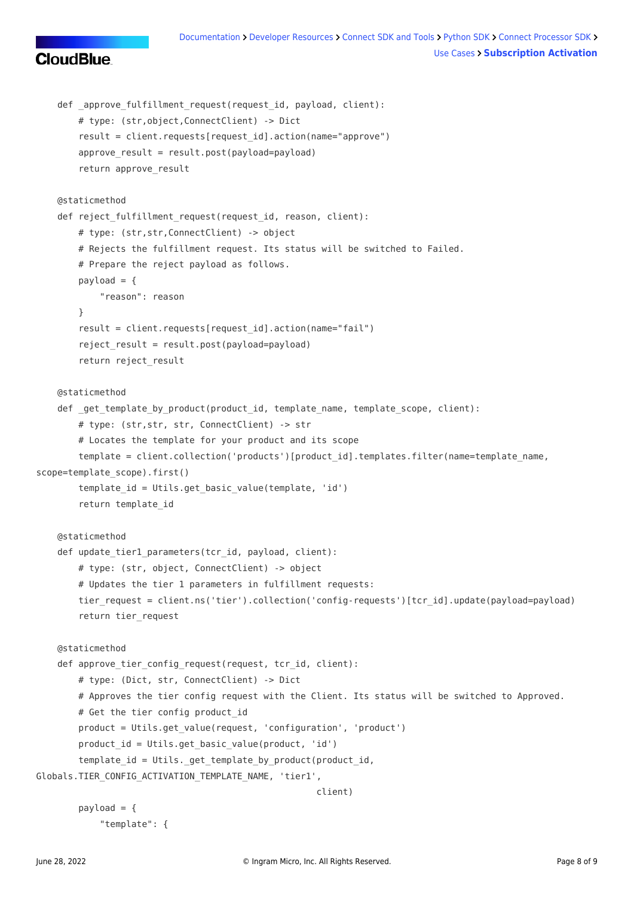```
    def _approve_fulfillment_request(request_id, payload, client):
        # type: (str,object,ConnectClient) -> Dict
        result = client.requests[request_id].action(name="approve")
        approve_result = result.post(payload=payload)
        return approve_result

    @staticmethod
    def reject_fulfillment_request(request_id, reason, client):
        # type: (str,str,ConnectClient) -> object
        # Rejects the fulfillment request. Its status will be switched to Failed.
        # Prepare the reject payload as follows.
        payload = {
            "reason": reason
        }
        result = client.requests[request_id].action(name="fail")
        reject_result = result.post(payload=payload)
        return reject_result

    @staticmethod
    def _get_template_by_product(product_id, template_name, template_scope, client):
        # type: (str,str, str, ConnectClient) -> str
        # Locates the template for your product and its scope
        template = client.collection('products')[product_id].templates.filter(name=template_name,
scope=template_scope).first()
        template_id = Utils.get_basic_value(template, 'id')
        return template_id

    @staticmethod
    def update_tier1_parameters(tcr_id, payload, client):
        # type: (str, object, ConnectClient) -> object
        # Updates the tier 1 parameters in fulfillment requests:
        tier_request = client.ns('tier').collection('config-requests')[tcr_id].update(payload=payload)
        return tier_request

    @staticmethod
    def approve_tier_config_request(request, tcr_id, client):
        # type: (Dict, str, ConnectClient) -> Dict
        # Approves the tier config request with the Client. Its status will be switched to Approved.
        # Get the tier config product_id
        product = Utils.get_value(request, 'configuration', 'product')
        product_id = Utils.get_basic_value(product, 'id')
        template_id = Utils._get_template_by_product(product_id,
Globals.TIER_CONFIG_ACTIVATION_TEMPLATE_NAME, 'tier1',
                                                     client)
        payload = {
            "template": {
```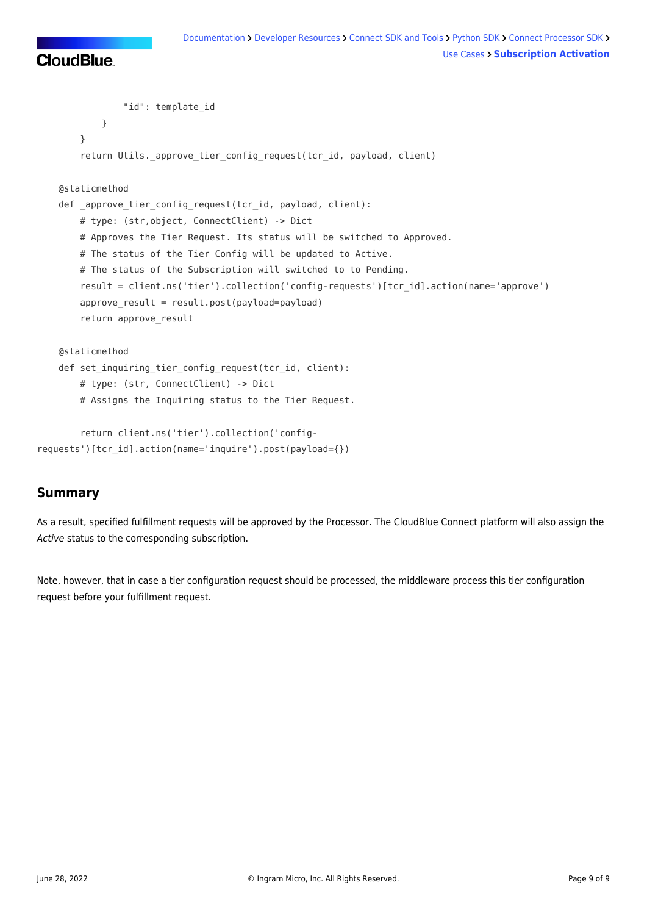```
                "id": template_id
            }
        }
        return Utils._approve_tier_config_request(tcr_id, payload, client)

    @staticmethod
    def _approve_tier_config_request(tcr_id, payload, client):
        # type: (str,object, ConnectClient) -> Dict
        # Approves the Tier Request. Its status will be switched to Approved.
        # The status of the Tier Config will be updated to Active.
        # The status of the Subscription will switched to to Pending.
        result = client.ns('tier').collection('config-requests')[tcr_id].action(name='approve')
        approve_result = result.post(payload=payload)
        return approve_result

    @staticmethod
    def set_inquiring_tier_config_request(tcr_id, client):
        # type: (str, ConnectClient) -> Dict
        # Assigns the Inquiring status to the Tier Request.

        return client.ns('tier').collection('config-
requests')[tcr_id].action(name='inquire').post(payload={})
```

## Summary

As a result, specified fulfillment requests will be approved by the Processor. The CloudBlue Connect platform will also assign the *Active* status to the corresponding subscription.

Note, however, that in case a tier configuration request should be processed, the middleware process this tier configuration request before your fulfillment request.